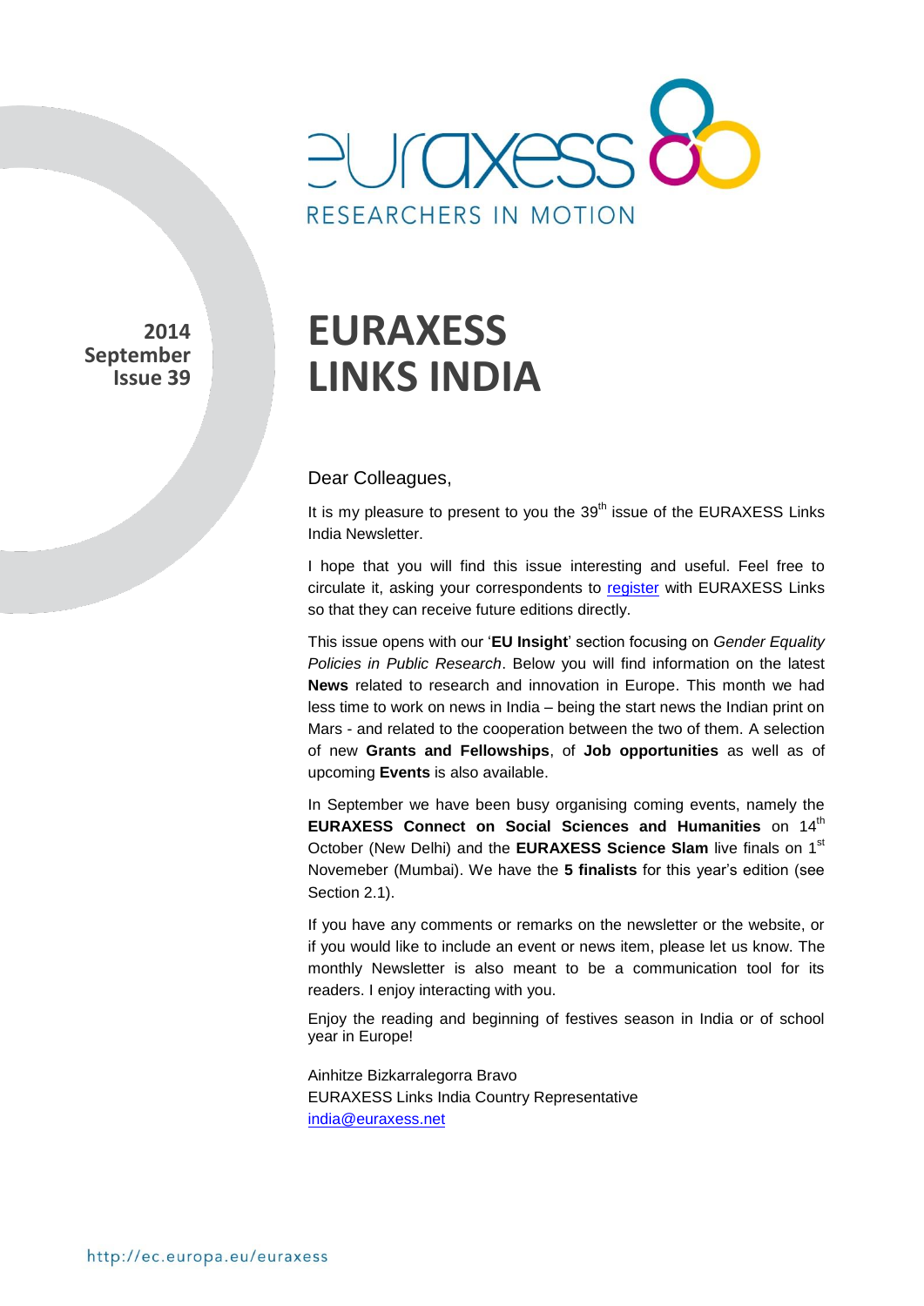euraxess
RESEARCHERS IN MOTION

**2014 September Issue 39**

# EURAXESS LINKS INDIA

Dear Colleagues,

It is my pleasure to present to you the 39th issue of the EURAXESS Links India Newsletter.

I hope that you will find this issue interesting and useful. Feel free to circulate it, asking your correspondents to register with EURAXESS Links so that they can receive future editions directly.

This issue opens with our '**EU Insight**' section focusing on *Gender Equality Policies in Public Research*. Below you will find information on the latest **News** related to research and innovation in Europe. This month we had less time to work on news in India – being the start news the Indian print on Mars - and related to the cooperation between the two of them. A selection of new **Grants and Fellowships**, of **Job opportunities** as well as of upcoming **Events** is also available.

In September we have been busy organising coming events, namely the **EURAXESS Connect on Social Sciences and Humanities** on 14th October (New Delhi) and the **EURAXESS Science Slam** live finals on 1st Novemeber (Mumbai). We have the **5 finalists** for this year's edition (see Section 2.1).

If you have any comments or remarks on the newsletter or the website, or if you would like to include an event or news item, please let us know. The monthly Newsletter is also meant to be a communication tool for its readers. I enjoy interacting with you.

Enjoy the reading and beginning of festives season in India or of school year in Europe!

Ainhitze Bizkarralegorra Bravo
EURAXESS Links India Country Representative
india@euraxess.net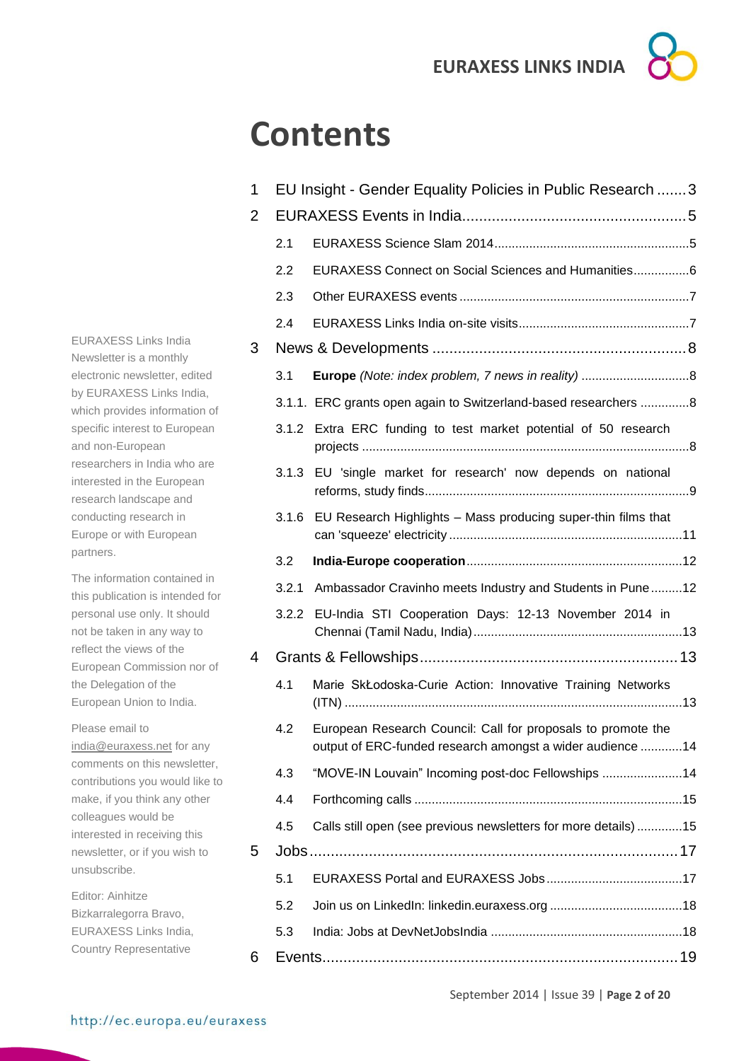# Contents

1 EU Insight - Gender Equality Policies in Public Research .......3

2 EURAXESS Events in India.....................................................5

- 2.1 EURAXESS Science Slam 2014.......................................................5
- 2.2 EURAXESS Connect on Social Sciences and Humanities................6
- 2.3 Other EURAXESS events .................................................................7
- 2.4 EURAXESS Links India on-site visits................................................7

3 News & Developments ............................................................8

- 3.1 **Europe** *(Note: index problem, 7 news in reality)* ...............................8
- 3.1.1. ERC grants open again to Switzerland-based researchers ..............8
- 3.1.2 Extra ERC funding to test market potential of 50 research projects ............................................................................................8
- 3.1.3 EU 'single market for research' now depends on national reforms, study finds...........................................................................9
- 3.1.6 EU Research Highlights – Mass producing super-thin films that can 'squeeze' electricity ..................................................................11
- 3.2 **India-Europe cooperation**.............................................................12
- 3.2.1 Ambassador Cravinho meets Industry and Students in Pune .........12
- 3.2.2 EU-India STI Cooperation Days: 12-13 November 2014 in Chennai (Tamil Nadu, India)...........................................................13

4 Grants & Fellowships.............................................................13

- 4.1 Marie SkŁodoska-Curie Action: Innovative Training Networks (ITN) ...............................................................................................13
- 4.2 European Research Council: Call for proposals to promote the output of ERC-funded research amongst a wider audience ............14
- 4.3 "MOVE-IN Louvain" Incoming post-doc Fellowships .......................14
- 4.4 Forthcoming calls ............................................................................15
- 4.5 Calls still open (see previous newsletters for more details) .............15

5 Jobs.......................................................................................17

- 5.1 EURAXESS Portal and EURAXESS Jobs.......................................17
- 5.2 Join us on LinkedIn: linkedin.euraxess.org ......................................18
- 5.3 India: Jobs at DevNetJobsIndia ......................................................18

6 Events....................................................................................19

EURAXESS Links India Newsletter is a monthly electronic newsletter, edited by EURAXESS Links India, which provides information of specific interest to European and non-European researchers in India who are interested in the European research landscape and conducting research in Europe or with European partners.

The information contained in this publication is intended for personal use only. It should not be taken in any way to reflect the views of the European Commission nor of the Delegation of the European Union to India.

Please email to india@euraxess.net for any comments on this newsletter, contributions you would like to make, if you think any other colleagues would be interested in receiving this newsletter, or if you wish to unsubscribe.

Editor: Ainhitze Bizkarralegorra Bravo, EURAXESS Links India, Country Representative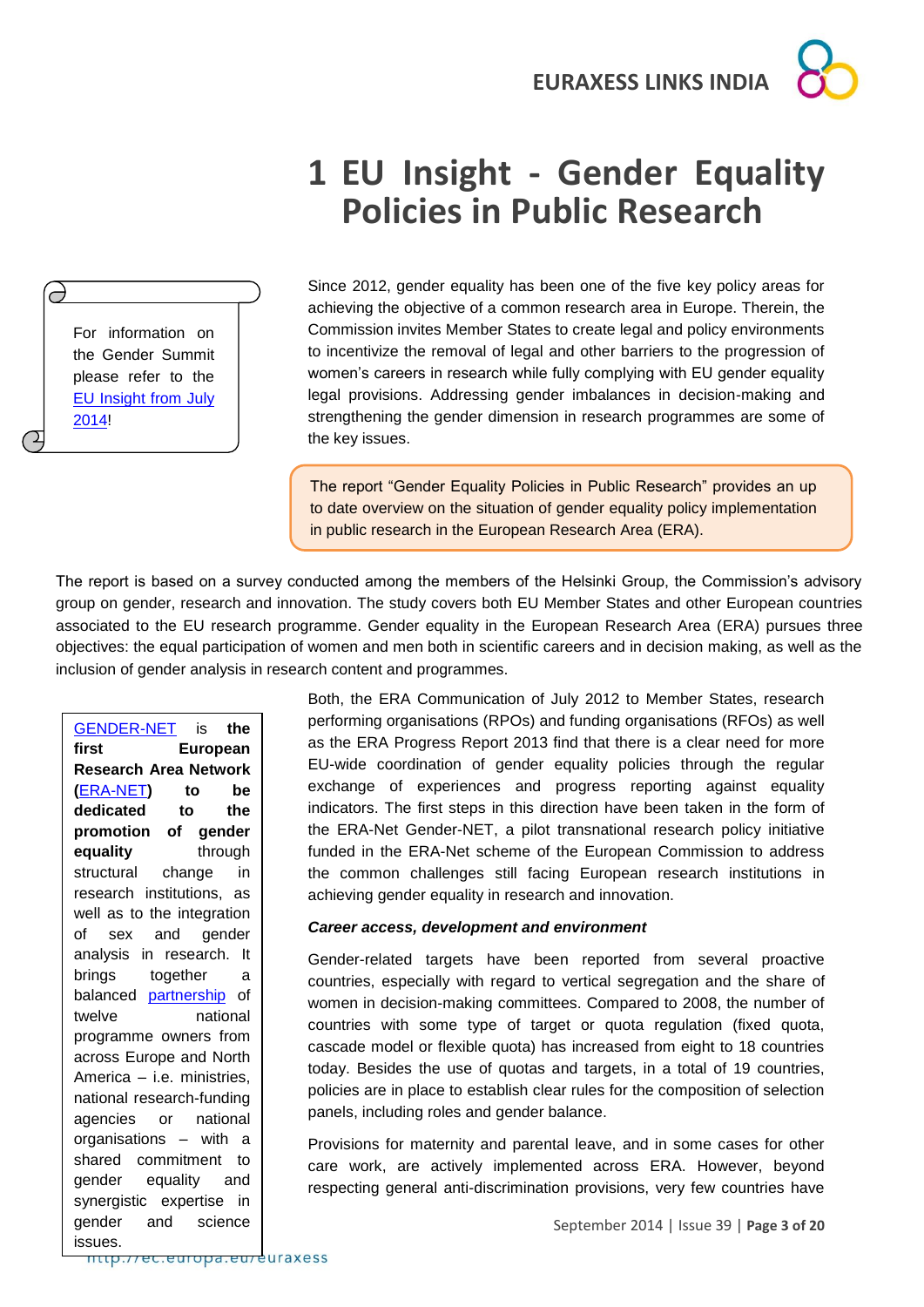# 1 EU Insight - Gender Equality Policies in Public Research

For information on the Gender Summit please refer to the EU Insight from July 2014!

Since 2012, gender equality has been one of the five key policy areas for achieving the objective of a common research area in Europe. Therein, the Commission invites Member States to create legal and policy environments to incentivize the removal of legal and other barriers to the progression of women's careers in research while fully complying with EU gender equality legal provisions. Addressing gender imbalances in decision-making and strengthening the gender dimension in research programmes are some of the key issues.

The report "Gender Equality Policies in Public Research" provides an up to date overview on the situation of gender equality policy implementation in public research in the European Research Area (ERA).

The report is based on a survey conducted among the members of the Helsinki Group, the Commission's advisory group on gender, research and innovation. The study covers both EU Member States and other European countries associated to the EU research programme. Gender equality in the European Research Area (ERA) pursues three objectives: the equal participation of women and men both in scientific careers and in decision making, as well as the inclusion of gender analysis in research content and programmes.

GENDER-NET is **the first European Research Area Network (ERA-NET) to be dedicated to the promotion of gender equality** through structural change in research institutions, as well as to the integration of sex and gender analysis in research. It brings together a balanced partnership of twelve national programme owners from across Europe and North America – i.e. ministries, national research-funding agencies or national organisations – with a shared commitment to gender equality and synergistic expertise in gender and science issues.

Both, the ERA Communication of July 2012 to Member States, research performing organisations (RPOs) and funding organisations (RFOs) as well as the ERA Progress Report 2013 find that there is a clear need for more EU-wide coordination of gender equality policies through the regular exchange of experiences and progress reporting against equality indicators. The first steps in this direction have been taken in the form of the ERA-Net Gender-NET, a pilot transnational research policy initiative funded in the ERA-Net scheme of the European Commission to address the common challenges still facing European research institutions in achieving gender equality in research and innovation.

***Career access, development and environment***

Gender-related targets have been reported from several proactive countries, especially with regard to vertical segregation and the share of women in decision-making committees. Compared to 2008, the number of countries with some type of target or quota regulation (fixed quota, cascade model or flexible quota) has increased from eight to 18 countries today. Besides the use of quotas and targets, in a total of 19 countries, policies are in place to establish clear rules for the composition of selection panels, including roles and gender balance.

Provisions for maternity and parental leave, and in some cases for other care work, are actively implemented across ERA. However, beyond respecting general anti-discrimination provisions, very few countries have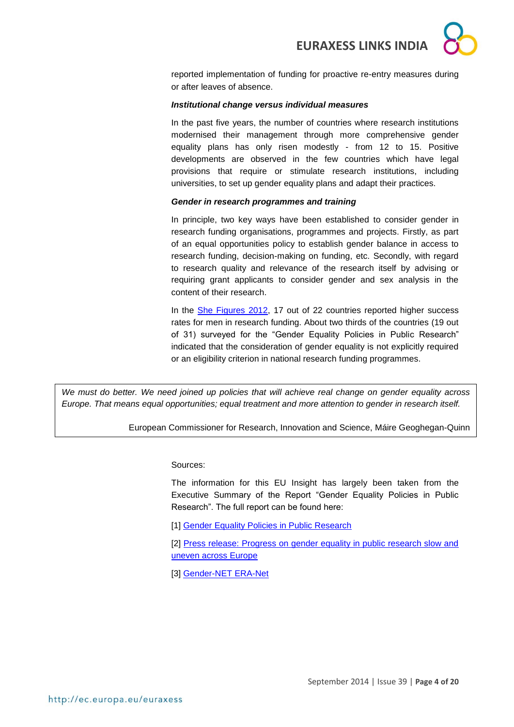reported implementation of funding for proactive re-entry measures during or after leaves of absence.

***Institutional change versus individual measures***

In the past five years, the number of countries where research institutions modernised their management through more comprehensive gender equality plans has only risen modestly - from 12 to 15. Positive developments are observed in the few countries which have legal provisions that require or stimulate research institutions, including universities, to set up gender equality plans and adapt their practices.

***Gender in research programmes and training***

In principle, two key ways have been established to consider gender in research funding organisations, programmes and projects. Firstly, as part of an equal opportunities policy to establish gender balance in access to research funding, decision-making on funding, etc. Secondly, with regard to research quality and relevance of the research itself by advising or requiring grant applicants to consider gender and sex analysis in the content of their research.

In the She Figures 2012, 17 out of 22 countries reported higher success rates for men in research funding. About two thirds of the countries (19 out of 31) surveyed for the "Gender Equality Policies in Public Research" indicated that the consideration of gender equality is not explicitly required or an eligibility criterion in national research funding programmes.

> *We must do better. We need joined up policies that will achieve real change on gender equality across Europe. That means equal opportunities; equal treatment and more attention to gender in research itself.*
>
> European Commissioner for Research, Innovation and Science, Máire Geoghegan-Quinn

Sources:

The information for this EU Insight has largely been taken from the Executive Summary of the Report "Gender Equality Policies in Public Research". The full report can be found here:

[1] Gender Equality Policies in Public Research

[2] Press release: Progress on gender equality in public research slow and uneven across Europe

[3] Gender-NET ERA-Net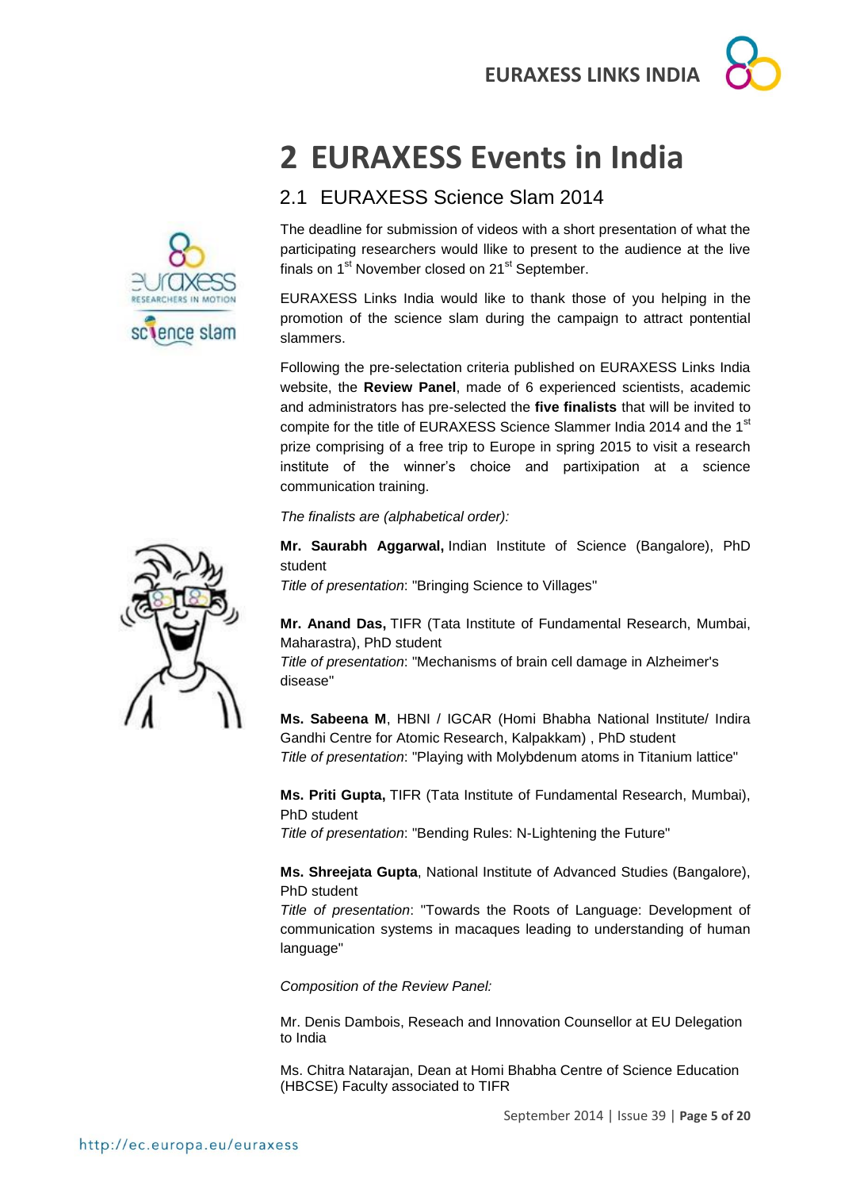# 2 EURAXESS Events in India

## 2.1 EURAXESS Science Slam 2014

The deadline for submission of videos with a short presentation of what the participating researchers would llike to present to the audience at the live finals on 1st November closed on 21st September.

EURAXESS Links India would like to thank those of you helping in the promotion of the science slam during the campaign to attract pontential slammers.

Following the pre-selectation criteria published on EURAXESS Links India website, the **Review Panel**, made of 6 experienced scientists, academic and administrators has pre-selected the **five finalists** that will be invited to compite for the title of EURAXESS Science Slammer India 2014 and the 1st prize comprising of a free trip to Europe in spring 2015 to visit a research institute of the winner's choice and partixipation at a science communication training.

*The finalists are (alphabetical order):*

**Mr. Saurabh Aggarwal,** Indian Institute of Science (Bangalore), PhD student
*Title of presentation*: "Bringing Science to Villages"

**Mr. Anand Das,** TIFR (Tata Institute of Fundamental Research, Mumbai, Maharastra), PhD student
*Title of presentation*: "Mechanisms of brain cell damage in Alzheimer's disease"

**Ms. Sabeena M**, HBNI / IGCAR (Homi Bhabha National Institute/ Indira Gandhi Centre for Atomic Research, Kalpakkam) , PhD student
*Title of presentation*: "Playing with Molybdenum atoms in Titanium lattice"

**Ms. Priti Gupta,** TIFR (Tata Institute of Fundamental Research, Mumbai), PhD student
*Title of presentation*: "Bending Rules: N-Lightening the Future"

**Ms. Shreejata Gupta**, National Institute of Advanced Studies (Bangalore), PhD student
*Title of presentation*: "Towards the Roots of Language: Development of communication systems in macaques leading to understanding of human language"

*Composition of the Review Panel:*

Mr. Denis Dambois, Reseach and Innovation Counsellor at EU Delegation to India

Ms. Chitra Natarajan, Dean at Homi Bhabha Centre of Science Education (HBCSE) Faculty associated to TIFR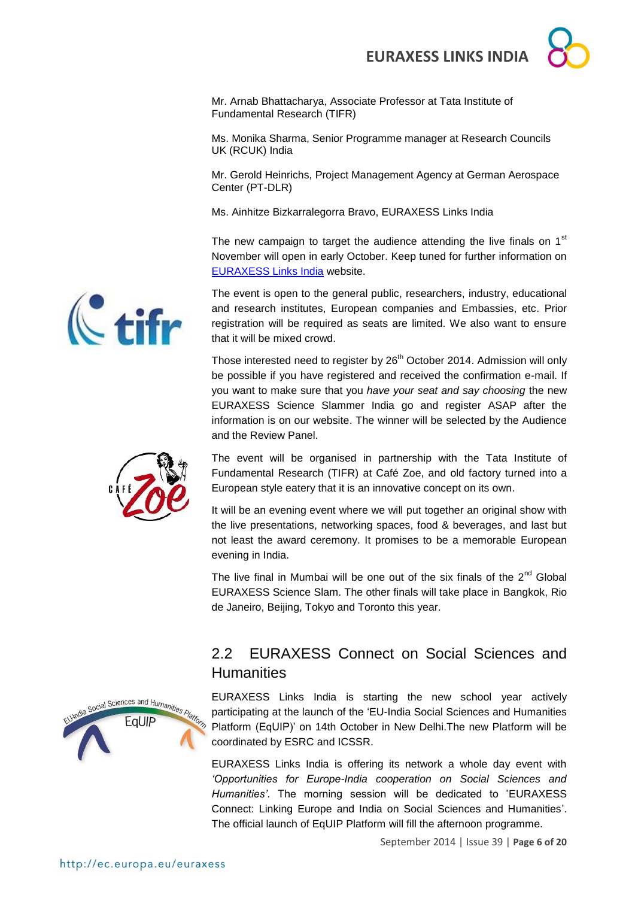Mr. Arnab Bhattacharya, Associate Professor at Tata Institute of Fundamental Research (TIFR)

Ms. Monika Sharma, Senior Programme manager at Research Councils UK (RCUK) India

Mr. Gerold Heinrichs, Project Management Agency at German Aerospace Center (PT-DLR)

Ms. Ainhitze Bizkarralegorra Bravo, EURAXESS Links India

The new campaign to target the audience attending the live finals on 1st November will open in early October. Keep tuned for further information on [EURAXESS Links India] website.

The event is open to the general public, researchers, industry, educational and research institutes, European companies and Embassies, etc. Prior registration will be required as seats are limited. We also want to ensure that it will be mixed crowd.

Those interested need to register by 26th October 2014. Admission will only be possible if you have registered and received the confirmation e-mail. If you want to make sure that you *have your seat and say choosing* the new EURAXESS Science Slammer India go and register ASAP after the information is on our website. The winner will be selected by the Audience and the Review Panel.

The event will be organised in partnership with the Tata Institute of Fundamental Research (TIFR) at Café Zoe, and old factory turned into a European style eatery that it is an innovative concept on its own.

It will be an evening event where we will put together an original show with the live presentations, networking spaces, food & beverages, and last but not least the award ceremony. It promises to be a memorable European evening in India.

The live final in Mumbai will be one out of the six finals of the 2nd Global EURAXESS Science Slam. The other finals will take place in Bangkok, Rio de Janeiro, Beijing, Tokyo and Toronto this year.

## 2.2 EURAXESS Connect on Social Sciences and Humanities

EURAXESS Links India is starting the new school year actively participating at the launch of the 'EU-India Social Sciences and Humanities Platform (EqUIP)' on 14th October in New Delhi.The new Platform will be coordinated by ESRC and ICSSR.

EURAXESS Links India is offering its network a whole day event with *'Opportunities for Europe-India cooperation on Social Sciences and Humanities'*. The morning session will be dedicated to 'EURAXESS Connect: Linking Europe and India on Social Sciences and Humanities'. The official launch of EqUIP Platform will fill the afternoon programme.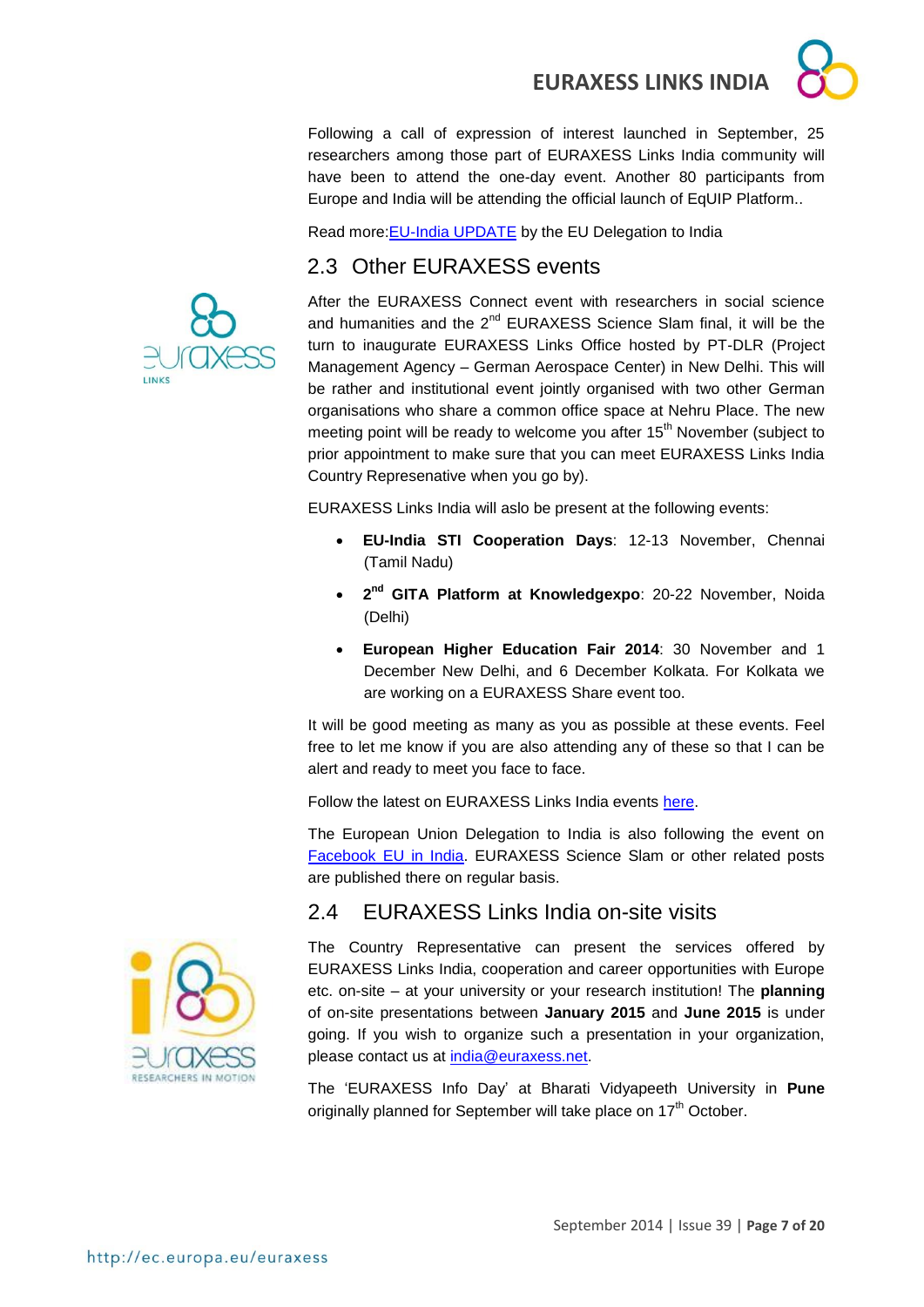Following a call of expression of interest launched in September, 25 researchers among those part of EURAXESS Links India community will have been to attend the one-day event. Another 80 participants from Europe and India will be attending the official launch of EqUIP Platform..

Read more:[EU-India UPDATE](#) by the EU Delegation to India

## 2.3 Other EURAXESS events

After the EURAXESS Connect event with researchers in social science and humanities and the 2nd EURAXESS Science Slam final, it will be the turn to inaugurate EURAXESS Links Office hosted by PT-DLR (Project Management Agency – German Aerospace Center) in New Delhi. This will be rather and institutional event jointly organised with two other German organisations who share a common office space at Nehru Place. The new meeting point will be ready to welcome you after 15th November (subject to prior appointment to make sure that you can meet EURAXESS Links India Country Represenative when you go by).

EURAXESS Links India will aslo be present at the following events:

- **EU-India STI Cooperation Days**: 12-13 November, Chennai (Tamil Nadu)
- **2nd GITA Platform at Knowledgexpo**: 20-22 November, Noida (Delhi)
- **European Higher Education Fair 2014**: 30 November and 1 December New Delhi, and 6 December Kolkata. For Kolkata we are working on a EURAXESS Share event too.

It will be good meeting as many as you as possible at these events. Feel free to let me know if you are also attending any of these so that I can be alert and ready to meet you face to face.

Follow the latest on EURAXESS Links India events [here](#).

The European Union Delegation to India is also following the event on [Facebook EU in India](#). EURAXESS Science Slam or other related posts are published there on regular basis.

## 2.4 EURAXESS Links India on-site visits

The Country Representative can present the services offered by EURAXESS Links India, cooperation and career opportunities with Europe etc. on-site – at your university or your research institution! The **planning** of on-site presentations between **January 2015** and **June 2015** is under going. If you wish to organize such a presentation in your organization, please contact us at india@euraxess.net.

The 'EURAXESS Info Day' at Bharati Vidyapeeth University in **Pune** originally planned for September will take place on 17th October.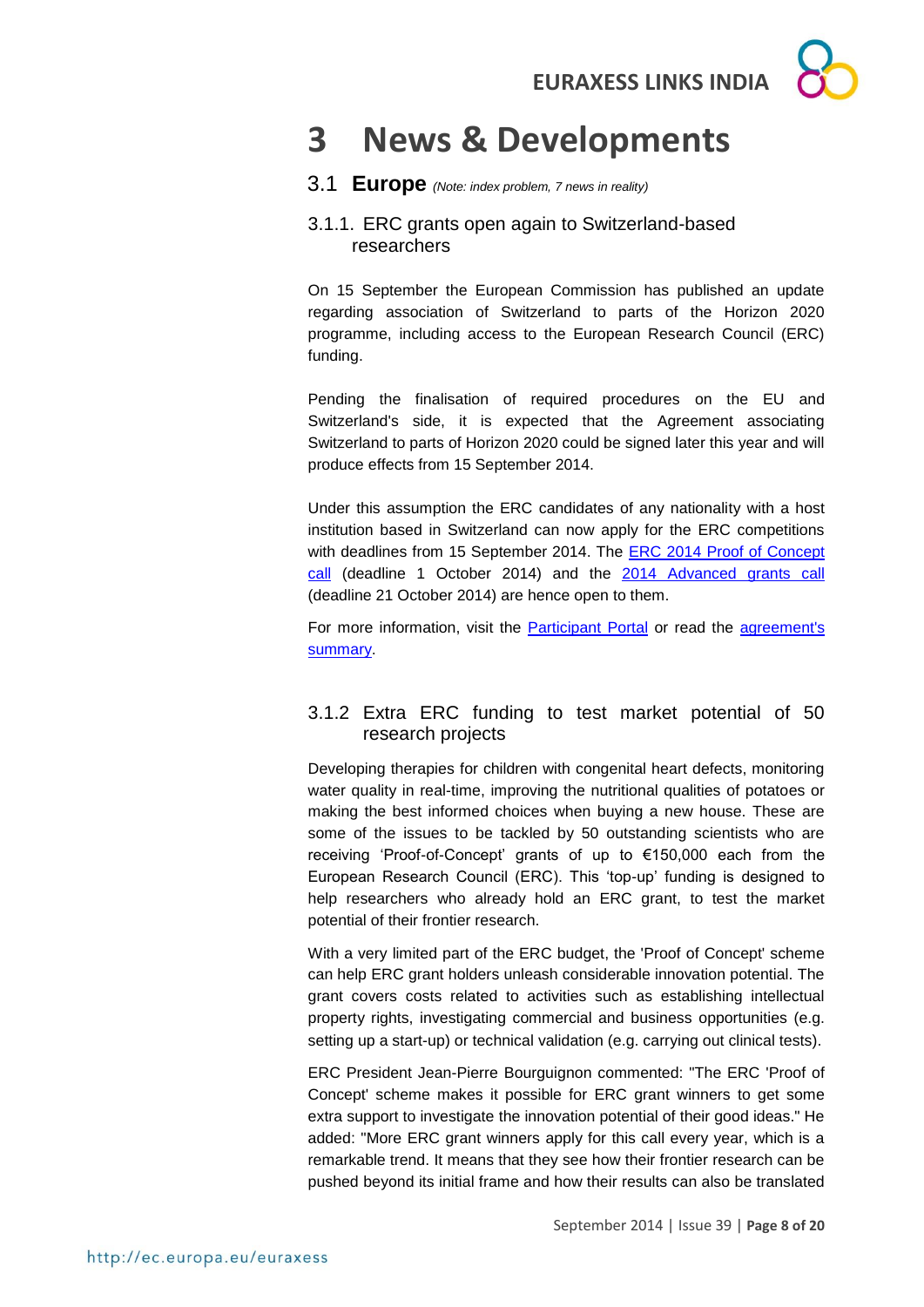# 3 News & Developments

## 3.1 Europe *(Note: index problem, 7 news in reality)*

### 3.1.1. ERC grants open again to Switzerland-based researchers

On 15 September the European Commission has published an update regarding association of Switzerland to parts of the Horizon 2020 programme, including access to the European Research Council (ERC) funding.

Pending the finalisation of required procedures on the EU and Switzerland's side, it is expected that the Agreement associating Switzerland to parts of Horizon 2020 could be signed later this year and will produce effects from 15 September 2014.

Under this assumption the ERC candidates of any nationality with a host institution based in Switzerland can now apply for the ERC competitions with deadlines from 15 September 2014. The ERC 2014 Proof of Concept call (deadline 1 October 2014) and the 2014 Advanced grants call (deadline 21 October 2014) are hence open to them.

For more information, visit the Participant Portal or read the agreement's summary.

### 3.1.2 Extra ERC funding to test market potential of 50 research projects

Developing therapies for children with congenital heart defects, monitoring water quality in real-time, improving the nutritional qualities of potatoes or making the best informed choices when buying a new house. These are some of the issues to be tackled by 50 outstanding scientists who are receiving 'Proof-of-Concept' grants of up to €150,000 each from the European Research Council (ERC). This 'top-up' funding is designed to help researchers who already hold an ERC grant, to test the market potential of their frontier research.

With a very limited part of the ERC budget, the 'Proof of Concept' scheme can help ERC grant holders unleash considerable innovation potential. The grant covers costs related to activities such as establishing intellectual property rights, investigating commercial and business opportunities (e.g. setting up a start-up) or technical validation (e.g. carrying out clinical tests).

ERC President Jean-Pierre Bourguignon commented: "The ERC 'Proof of Concept' scheme makes it possible for ERC grant winners to get some extra support to investigate the innovation potential of their good ideas." He added: "More ERC grant winners apply for this call every year, which is a remarkable trend. It means that they see how their frontier research can be pushed beyond its initial frame and how their results can also be translated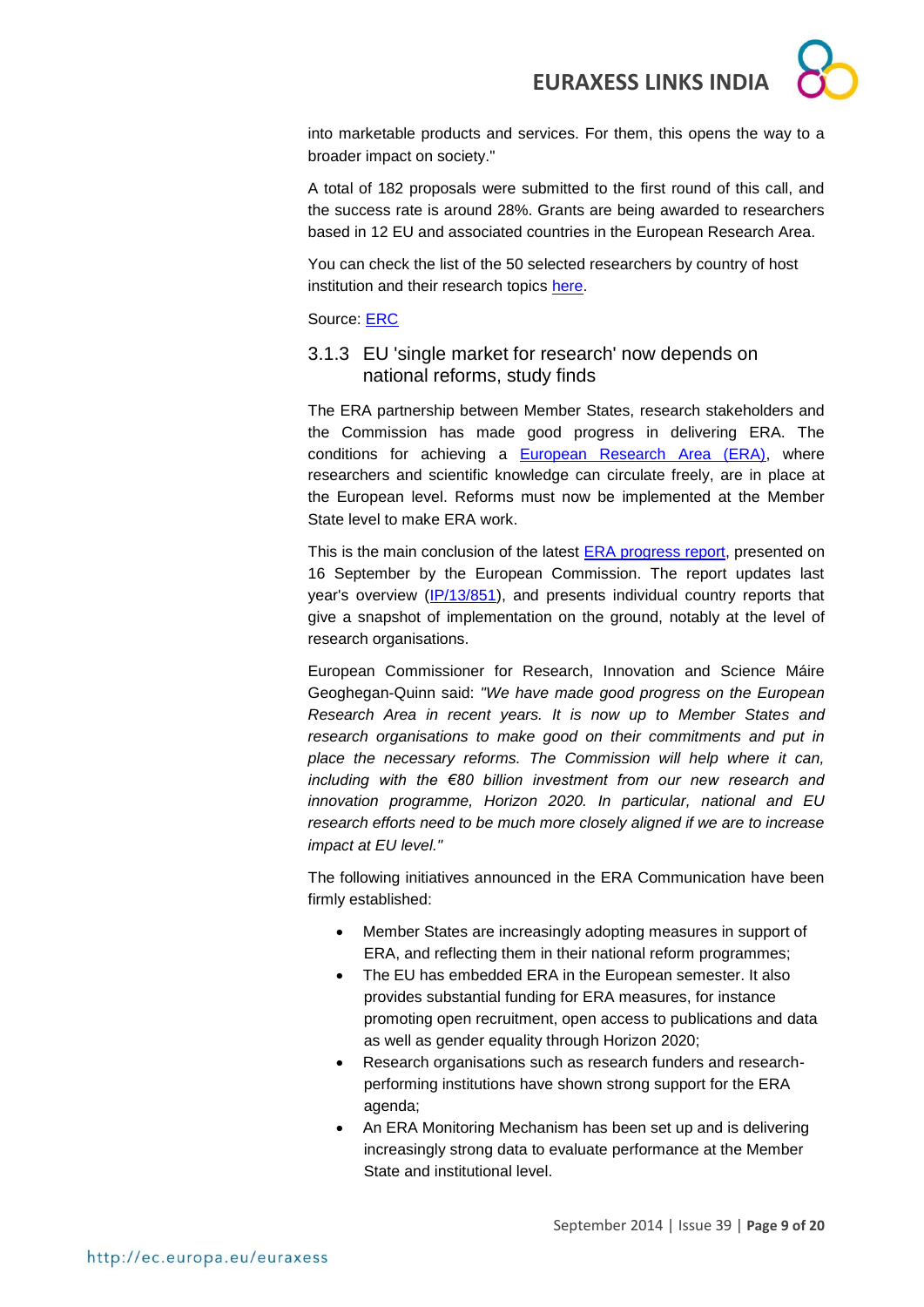into marketable products and services. For them, this opens the way to a broader impact on society."

A total of 182 proposals were submitted to the first round of this call, and the success rate is around 28%. Grants are being awarded to researchers based in 12 EU and associated countries in the European Research Area.

You can check the list of the 50 selected researchers by country of host institution and their research topics here.

Source: ERC

### 3.1.3 EU 'single market for research' now depends on national reforms, study finds

The ERA partnership between Member States, research stakeholders and the Commission has made good progress in delivering ERA. The conditions for achieving a European Research Area (ERA), where researchers and scientific knowledge can circulate freely, are in place at the European level. Reforms must now be implemented at the Member State level to make ERA work.

This is the main conclusion of the latest ERA progress report, presented on 16 September by the European Commission. The report updates last year's overview (IP/13/851), and presents individual country reports that give a snapshot of implementation on the ground, notably at the level of research organisations.

European Commissioner for Research, Innovation and Science Máire Geoghegan-Quinn said: *"We have made good progress on the European Research Area in recent years. It is now up to Member States and research organisations to make good on their commitments and put in place the necessary reforms. The Commission will help where it can, including with the €80 billion investment from our new research and innovation programme, Horizon 2020. In particular, national and EU research efforts need to be much more closely aligned if we are to increase impact at EU level."*

The following initiatives announced in the ERA Communication have been firmly established:

- Member States are increasingly adopting measures in support of ERA, and reflecting them in their national reform programmes;
- The EU has embedded ERA in the European semester. It also provides substantial funding for ERA measures, for instance promoting open recruitment, open access to publications and data as well as gender equality through Horizon 2020;
- Research organisations such as research funders and research-performing institutions have shown strong support for the ERA agenda;
- An ERA Monitoring Mechanism has been set up and is delivering increasingly strong data to evaluate performance at the Member State and institutional level.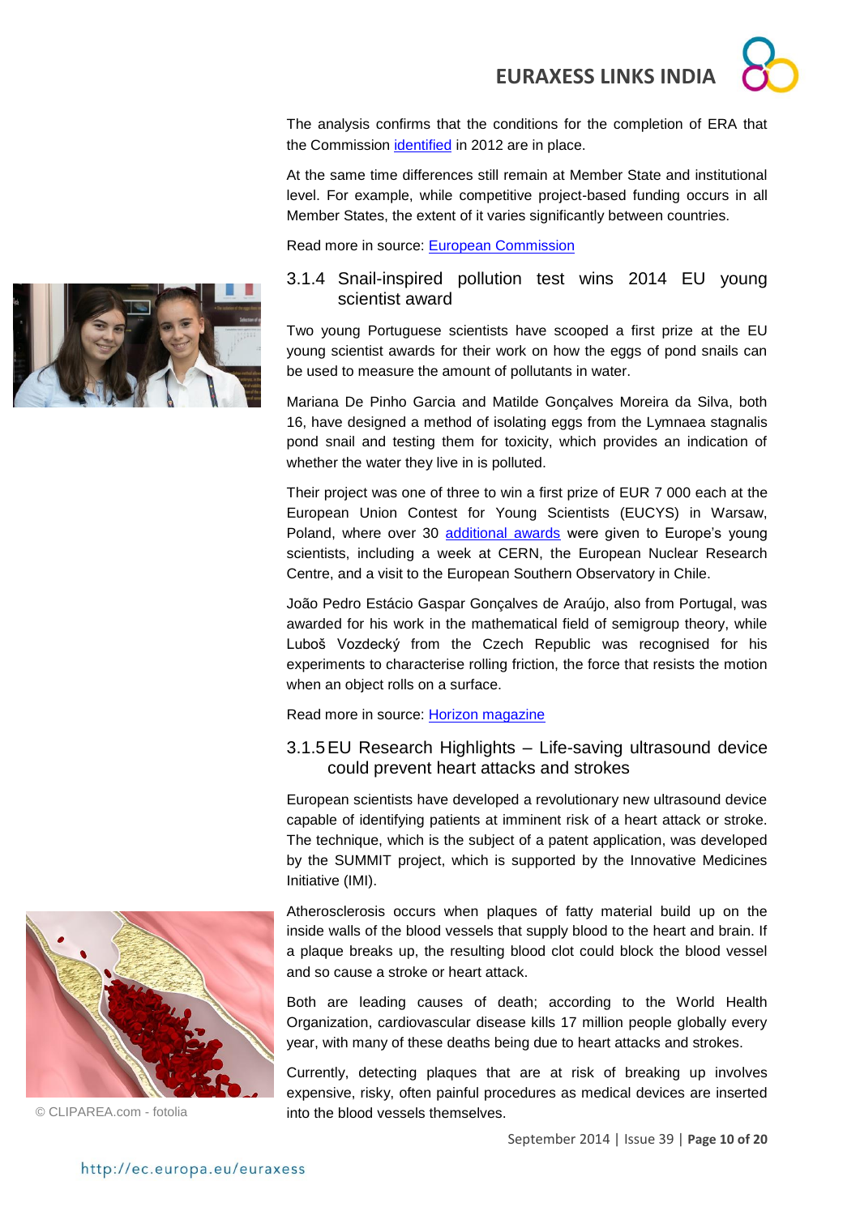The analysis confirms that the conditions for the completion of ERA that the Commission identified in 2012 are in place.

At the same time differences still remain at Member State and institutional level. For example, while competitive project-based funding occurs in all Member States, the extent of it varies significantly between countries.

Read more in source: European Commission

### 3.1.4 Snail-inspired pollution test wins 2014 EU young scientist award

Two young Portuguese scientists have scooped a first prize at the EU young scientist awards for their work on how the eggs of pond snails can be used to measure the amount of pollutants in water.

Mariana De Pinho Garcia and Matilde Gonçalves Moreira da Silva, both 16, have designed a method of isolating eggs from the Lymnaea stagnalis pond snail and testing them for toxicity, which provides an indication of whether the water they live in is polluted.

Their project was one of three to win a first prize of EUR 7 000 each at the European Union Contest for Young Scientists (EUCYS) in Warsaw, Poland, where over 30 additional awards were given to Europe's young scientists, including a week at CERN, the European Nuclear Research Centre, and a visit to the European Southern Observatory in Chile.

João Pedro Estácio Gaspar Gonçalves de Araújo, also from Portugal, was awarded for his work in the mathematical field of semigroup theory, while Luboš Vozdecký from the Czech Republic was recognised for his experiments to characterise rolling friction, the force that resists the motion when an object rolls on a surface.

Read more in source: Horizon magazine

### 3.1.5 EU Research Highlights – Life-saving ultrasound device could prevent heart attacks and strokes

European scientists have developed a revolutionary new ultrasound device capable of identifying patients at imminent risk of a heart attack or stroke. The technique, which is the subject of a patent application, was developed by the SUMMIT project, which is supported by the Innovative Medicines Initiative (IMI).

Atherosclerosis occurs when plaques of fatty material build up on the inside walls of the blood vessels that supply blood to the heart and brain. If a plaque breaks up, the resulting blood clot could block the blood vessel and so cause a stroke or heart attack.

Both are leading causes of death; according to the World Health Organization, cardiovascular disease kills 17 million people globally every year, with many of these deaths being due to heart attacks and strokes.

Currently, detecting plaques that are at risk of breaking up involves expensive, risky, often painful procedures as medical devices are inserted into the blood vessels themselves.

© CLIPAREA.com - fotolia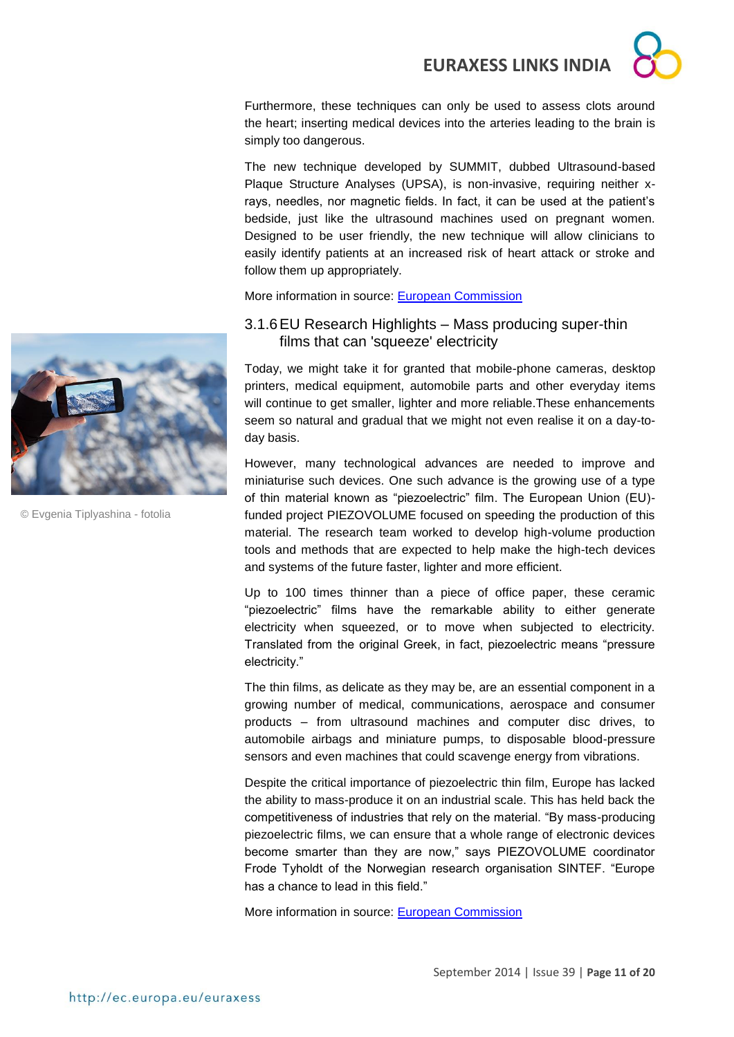Furthermore, these techniques can only be used to assess clots around the heart; inserting medical devices into the arteries leading to the brain is simply too dangerous.

The new technique developed by SUMMIT, dubbed Ultrasound-based Plaque Structure Analyses (UPSA), is non-invasive, requiring neither x-rays, needles, nor magnetic fields. In fact, it can be used at the patient's bedside, just like the ultrasound machines used on pregnant women. Designed to be user friendly, the new technique will allow clinicians to easily identify patients at an increased risk of heart attack or stroke and follow them up appropriately.

More information in source: [European Commission]

### 3.1.6 EU Research Highlights – Mass producing super-thin films that can 'squeeze' electricity

© Evgenia Tiplyashina - fotolia

Today, we might take it for granted that mobile-phone cameras, desktop printers, medical equipment, automobile parts and other everyday items will continue to get smaller, lighter and more reliable.These enhancements seem so natural and gradual that we might not even realise it on a day-to-day basis.

However, many technological advances are needed to improve and miniaturise such devices. One such advance is the growing use of a type of thin material known as "piezoelectric" film. The European Union (EU)-funded project PIEZOVOLUME focused on speeding the production of this material. The research team worked to develop high-volume production tools and methods that are expected to help make the high-tech devices and systems of the future faster, lighter and more efficient.

Up to 100 times thinner than a piece of office paper, these ceramic "piezoelectric" films have the remarkable ability to either generate electricity when squeezed, or to move when subjected to electricity. Translated from the original Greek, in fact, piezoelectric means "pressure electricity."

The thin films, as delicate as they may be, are an essential component in a growing number of medical, communications, aerospace and consumer products – from ultrasound machines and computer disc drives, to automobile airbags and miniature pumps, to disposable blood-pressure sensors and even machines that could scavenge energy from vibrations.

Despite the critical importance of piezoelectric thin film, Europe has lacked the ability to mass-produce it on an industrial scale. This has held back the competitiveness of industries that rely on the material. "By mass-producing piezoelectric films, we can ensure that a whole range of electronic devices become smarter than they are now," says PIEZOVOLUME coordinator Frode Tyholdt of the Norwegian research organisation SINTEF. "Europe has a chance to lead in this field."

More information in source: [European Commission]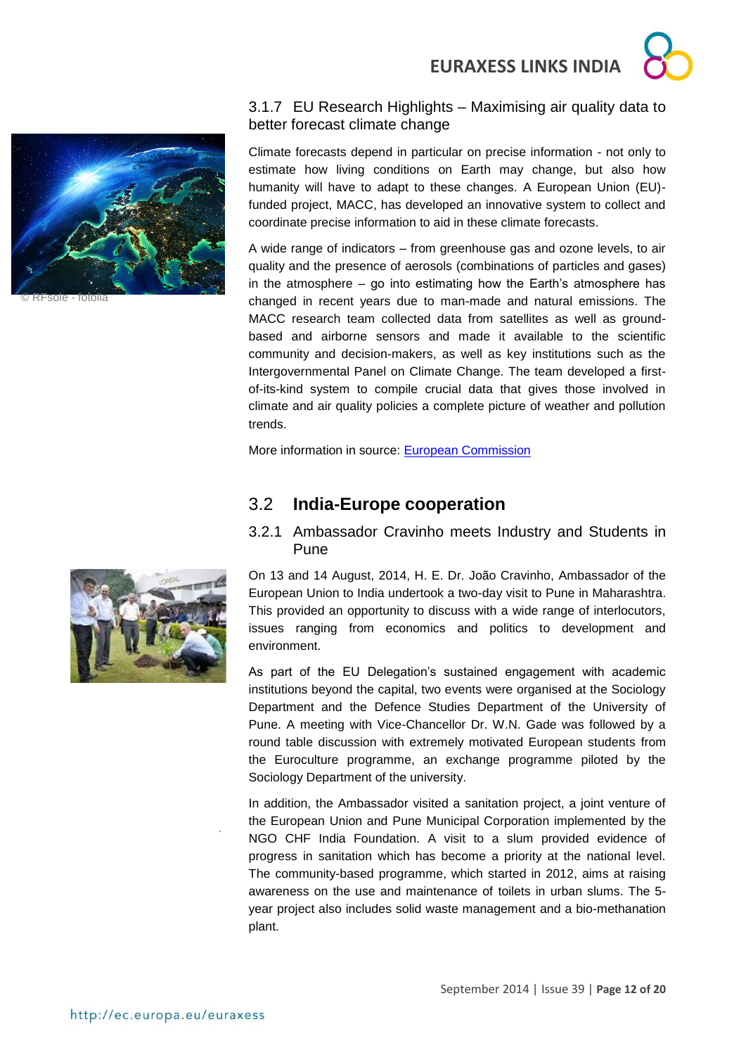### 3.1.7 EU Research Highlights – Maximising air quality data to better forecast climate change

© RFsole - fotolia

Climate forecasts depend in particular on precise information - not only to estimate how living conditions on Earth may change, but also how humanity will have to adapt to these changes. A European Union (EU)-funded project, MACC, has developed an innovative system to collect and coordinate precise information to aid in these climate forecasts.

A wide range of indicators – from greenhouse gas and ozone levels, to air quality and the presence of aerosols (combinations of particles and gases) in the atmosphere – go into estimating how the Earth's atmosphere has changed in recent years due to man-made and natural emissions. The MACC research team collected data from satellites as well as ground-based and airborne sensors and made it available to the scientific community and decision-makers, as well as key institutions such as the Intergovernmental Panel on Climate Change. The team developed a first-of-its-kind system to compile crucial data that gives those involved in climate and air quality policies a complete picture of weather and pollution trends.

More information in source: European Commission

## 3.2 India-Europe cooperation

### 3.2.1 Ambassador Cravinho meets Industry and Students in Pune

On 13 and 14 August, 2014, H. E. Dr. João Cravinho, Ambassador of the European Union to India undertook a two-day visit to Pune in Maharashtra. This provided an opportunity to discuss with a wide range of interlocutors, issues ranging from economics and politics to development and environment.

As part of the EU Delegation's sustained engagement with academic institutions beyond the capital, two events were organised at the Sociology Department and the Defence Studies Department of the University of Pune. A meeting with Vice-Chancellor Dr. W.N. Gade was followed by a round table discussion with extremely motivated European students from the Euroculture programme, an exchange programme piloted by the Sociology Department of the university.

In addition, the Ambassador visited a sanitation project, a joint venture of the European Union and Pune Municipal Corporation implemented by the NGO CHF India Foundation. A visit to a slum provided evidence of progress in sanitation which has become a priority at the national level. The community-based programme, which started in 2012, aims at raising awareness on the use and maintenance of toilets in urban slums. The 5-year project also includes solid waste management and a bio-methanation plant.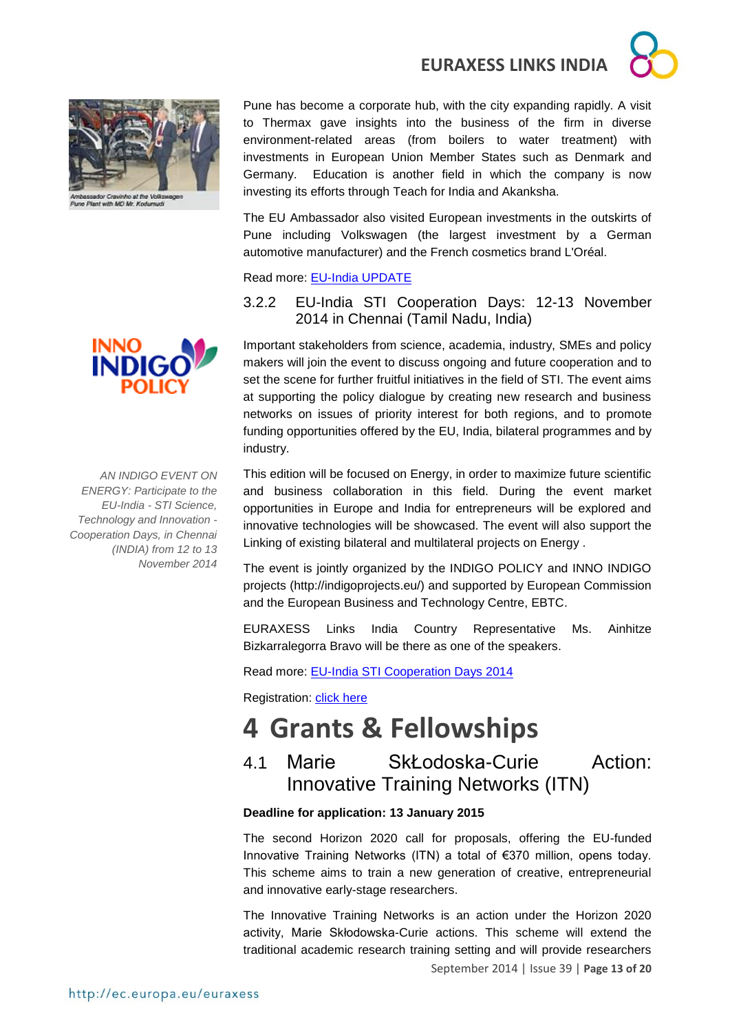Ambassador Cravinho at the Volkswagen Pune Plant with MD Mr. Kodumudi

Pune has become a corporate hub, with the city expanding rapidly. A visit to Thermax gave insights into the business of the firm in diverse environment-related areas (from boilers to water treatment) with investments in European Union Member States such as Denmark and Germany. Education is another field in which the company is now investing its efforts through Teach for India and Akanksha.

The EU Ambassador also visited European investments in the outskirts of Pune including Volkswagen (the largest investment by a German automotive manufacturer) and the French cosmetics brand L'Oréal.

Read more: EU-India UPDATE

### 3.2.2 EU-India STI Cooperation Days: 12-13 November 2014 in Chennai (Tamil Nadu, India)

*AN INDIGO EVENT ON ENERGY: Participate to the EU-India - STI Science, Technology and Innovation - Cooperation Days, in Chennai (INDIA) from 12 to 13 November 2014*

Important stakeholders from science, academia, industry, SMEs and policy makers will join the event to discuss ongoing and future cooperation and to set the scene for further fruitful initiatives in the field of STI. The event aims at supporting the policy dialogue by creating new research and business networks on issues of priority interest for both regions, and to promote funding opportunities offered by the EU, India, bilateral programmes and by industry.

This edition will be focused on Energy, in order to maximize future scientific and business collaboration in this field. During the event market opportunities in Europe and India for entrepreneurs will be explored and innovative technologies will be showcased. The event will also support the Linking of existing bilateral and multilateral projects on Energy .

The event is jointly organized by the INDIGO POLICY and INNO INDIGO projects (http://indigoprojects.eu/) and supported by European Commission and the European Business and Technology Centre, EBTC.

EURAXESS Links India Country Representative Ms. Ainhitze Bizkarralegorra Bravo will be there as one of the speakers.

Read more: EU-India STI Cooperation Days 2014

Registration: click here

# 4 Grants & Fellowships

## 4.1 Marie SkŁodoska-Curie Action: Innovative Training Networks (ITN)

**Deadline for application: 13 January 2015**

The second Horizon 2020 call for proposals, offering the EU-funded Innovative Training Networks (ITN) a total of €370 million, opens today. This scheme aims to train a new generation of creative, entrepreneurial and innovative early-stage researchers.

The Innovative Training Networks is an action under the Horizon 2020 activity, Marie Skłodowska-Curie actions. This scheme will extend the traditional academic research training setting and will provide researchers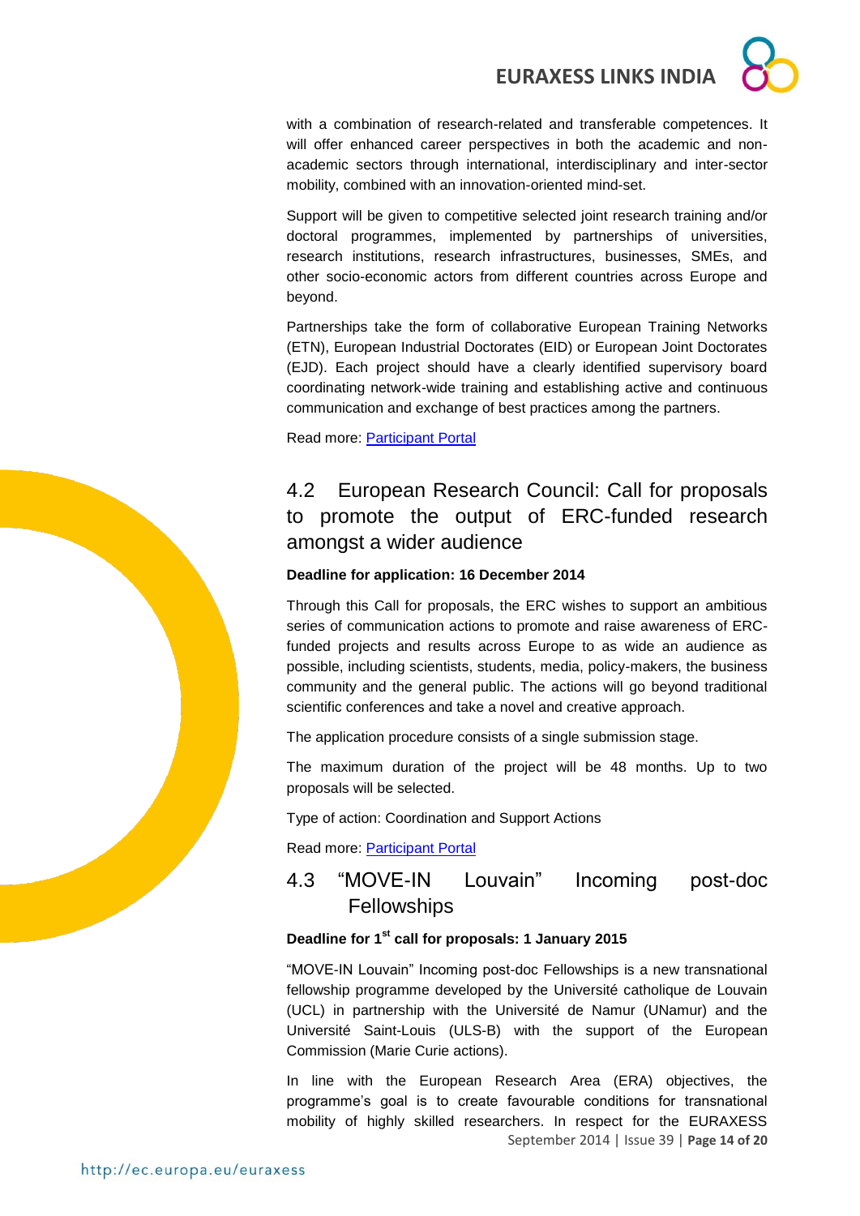with a combination of research-related and transferable competences. It will offer enhanced career perspectives in both the academic and non-academic sectors through international, interdisciplinary and inter-sector mobility, combined with an innovation-oriented mind-set.

Support will be given to competitive selected joint research training and/or doctoral programmes, implemented by partnerships of universities, research institutions, research infrastructures, businesses, SMEs, and other socio-economic actors from different countries across Europe and beyond.

Partnerships take the form of collaborative European Training Networks (ETN), European Industrial Doctorates (EID) or European Joint Doctorates (EJD). Each project should have a clearly identified supervisory board coordinating network-wide training and establishing active and continuous communication and exchange of best practices among the partners.

Read more: Participant Portal

## 4.2 European Research Council: Call for proposals to promote the output of ERC-funded research amongst a wider audience

**Deadline for application: 16 December 2014**

Through this Call for proposals, the ERC wishes to support an ambitious series of communication actions to promote and raise awareness of ERC-funded projects and results across Europe to as wide an audience as possible, including scientists, students, media, policy-makers, the business community and the general public. The actions will go beyond traditional scientific conferences and take a novel and creative approach.

The application procedure consists of a single submission stage.

The maximum duration of the project will be 48 months. Up to two proposals will be selected.

Type of action: Coordination and Support Actions

Read more: Participant Portal

## 4.3 "MOVE-IN Louvain" Incoming post-doc Fellowships

**Deadline for 1st call for proposals: 1 January 2015**

"MOVE-IN Louvain" Incoming post-doc Fellowships is a new transnational fellowship programme developed by the Université catholique de Louvain (UCL) in partnership with the Université de Namur (UNamur) and the Université Saint-Louis (ULS-B) with the support of the European Commission (Marie Curie actions).

In line with the European Research Area (ERA) objectives, the programme's goal is to create favourable conditions for transnational mobility of highly skilled researchers. In respect for the EURAXESS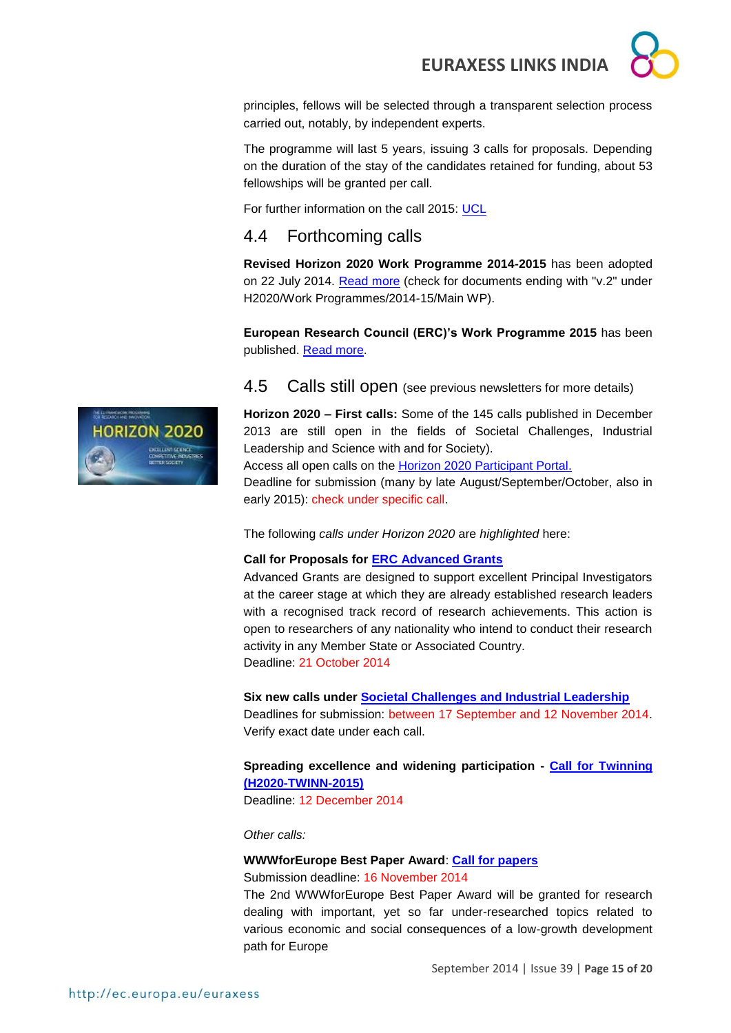principles, fellows will be selected through a transparent selection process carried out, notably, by independent experts.

The programme will last 5 years, issuing 3 calls for proposals. Depending on the duration of the stay of the candidates retained for funding, about 53 fellowships will be granted per call.

For further information on the call 2015: UCL

## 4.4 Forthcoming calls

**Revised Horizon 2020 Work Programme 2014-2015** has been adopted on 22 July 2014. Read more (check for documents ending with "v.2" under H2020/Work Programmes/2014-15/Main WP).

**European Research Council (ERC)'s Work Programme 2015** has been published. Read more.

## 4.5 Calls still open (see previous newsletters for more details)

**Horizon 2020 – First calls:** Some of the 145 calls published in December 2013 are still open in the fields of Societal Challenges, Industrial Leadership and Science with and for Society).
Access all open calls on the Horizon 2020 Participant Portal.
Deadline for submission (many by late August/September/October, also in early 2015): check under specific call.

The following *calls under Horizon 2020* are *highlighted* here:

**Call for Proposals for ERC Advanced Grants**
Advanced Grants are designed to support excellent Principal Investigators at the career stage at which they are already established research leaders with a recognised track record of research achievements. This action is open to researchers of any nationality who intend to conduct their research activity in any Member State or Associated Country.
Deadline: 21 October 2014

**Six new calls under Societal Challenges and Industrial Leadership**
Deadlines for submission: between 17 September and 12 November 2014. Verify exact date under each call.

**Spreading excellence and widening participation - Call for Twinning (H2020-TWINN-2015)**
Deadline: 12 December 2014

*Other calls:*

**WWWforEurope Best Paper Award**: **Call for papers**
Submission deadline: 16 November 2014
The 2nd WWWforEurope Best Paper Award will be granted for research dealing with important, yet so far under-researched topics related to various economic and social consequences of a low-growth development path for Europe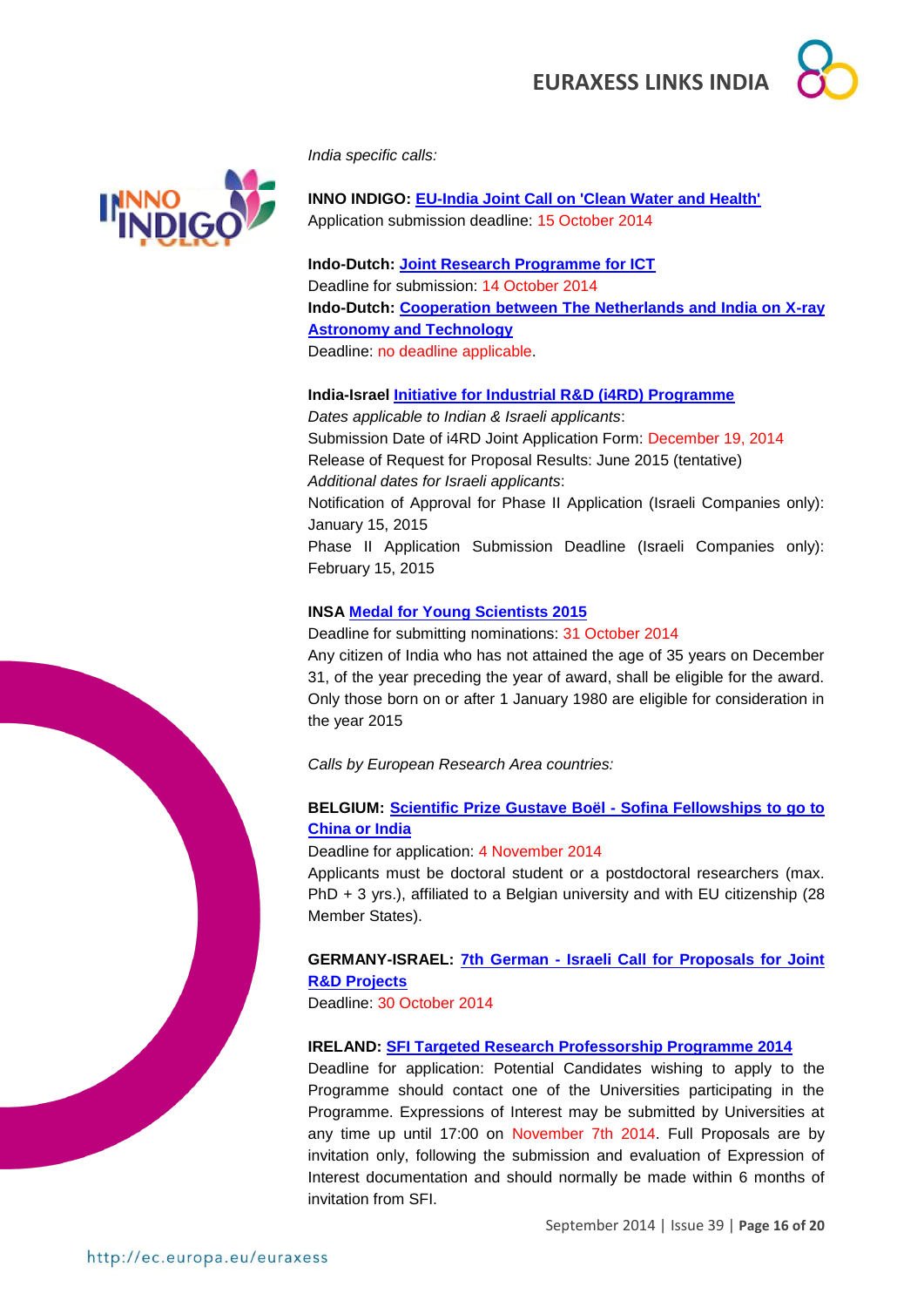*India specific calls:*

**INNO INDIGO: EU-India Joint Call on 'Clean Water and Health'**
Application submission deadline: 15 October 2014

**Indo-Dutch: Joint Research Programme for ICT**
Deadline for submission: 14 October 2014
**Indo-Dutch: Cooperation between The Netherlands and India on X-ray Astronomy and Technology**
Deadline: no deadline applicable.

**India-Israel Initiative for Industrial R&D (i4RD) Programme**
*Dates applicable to Indian & Israeli applicants*:
Submission Date of i4RD Joint Application Form: December 19, 2014
Release of Request for Proposal Results: June 2015 (tentative)
*Additional dates for Israeli applicants*:
Notification of Approval for Phase II Application (Israeli Companies only): January 15, 2015
Phase II Application Submission Deadline (Israeli Companies only): February 15, 2015

**INSA Medal for Young Scientists 2015**
Deadline for submitting nominations: 31 October 2014
Any citizen of India who has not attained the age of 35 years on December 31, of the year preceding the year of award, shall be eligible for the award. Only those born on or after 1 January 1980 are eligible for consideration in the year 2015

*Calls by European Research Area countries:*

**BELGIUM: Scientific Prize Gustave Boël - Sofina Fellowships to go to China or India**
Deadline for application: 4 November 2014
Applicants must be doctoral student or a postdoctoral researchers (max. PhD + 3 yrs.), affiliated to a Belgian university and with EU citizenship (28 Member States).

**GERMANY-ISRAEL: 7th German - Israeli Call for Proposals for Joint R&D Projects**
Deadline: 30 October 2014

**IRELAND: SFI Targeted Research Professorship Programme 2014**
Deadline for application: Potential Candidates wishing to apply to the Programme should contact one of the Universities participating in the Programme. Expressions of Interest may be submitted by Universities at any time up until 17:00 on November 7th 2014. Full Proposals are by invitation only, following the submission and evaluation of Expression of Interest documentation and should normally be made within 6 months of invitation from SFI.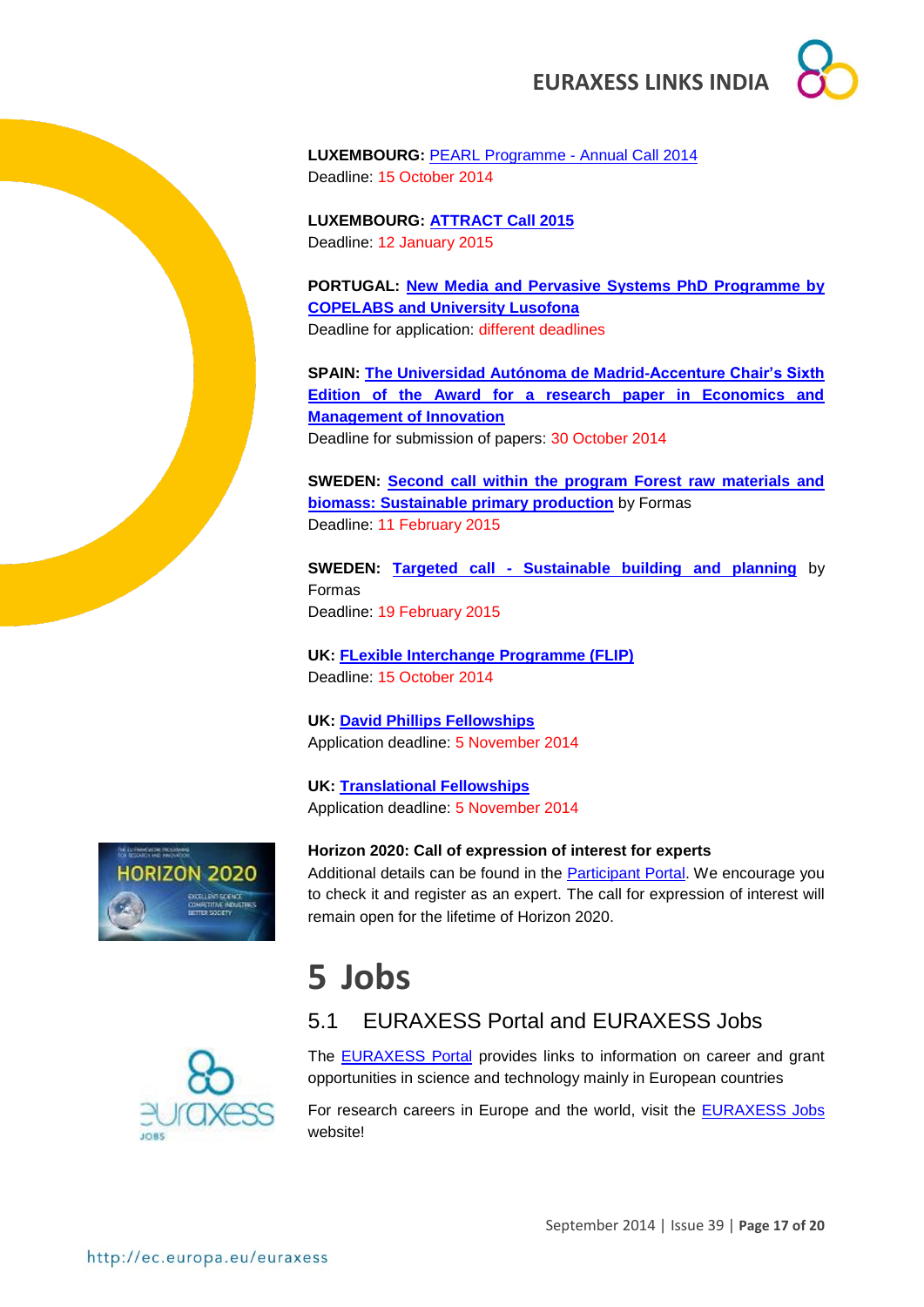**LUXEMBOURG:** PEARL Programme - Annual Call 2014
Deadline: 15 October 2014

**LUXEMBOURG: ATTRACT Call 2015**
Deadline: 12 January 2015

**PORTUGAL: New Media and Pervasive Systems PhD Programme by COPELABS and University Lusofona**
Deadline for application: different deadlines

**SPAIN: The Universidad Autónoma de Madrid-Accenture Chair's Sixth Edition of the Award for a research paper in Economics and Management of Innovation**
Deadline for submission of papers: 30 October 2014

**SWEDEN: Second call within the program Forest raw materials and biomass: Sustainable primary production** by Formas
Deadline: 11 February 2015

**SWEDEN: Targeted call - Sustainable building and planning** by Formas
Deadline: 19 February 2015

**UK: FLexible Interchange Programme (FLIP)**
Deadline: 15 October 2014

**UK: David Phillips Fellowships**
Application deadline: 5 November 2014

**UK: Translational Fellowships**
Application deadline: 5 November 2014

**Horizon 2020: Call of expression of interest for experts**
Additional details can be found in the Participant Portal. We encourage you to check it and register as an expert. The call for expression of interest will remain open for the lifetime of Horizon 2020.

# 5 Jobs

## 5.1 EURAXESS Portal and EURAXESS Jobs

The EURAXESS Portal provides links to information on career and grant opportunities in science and technology mainly in European countries

For research careers in Europe and the world, visit the EURAXESS Jobs website!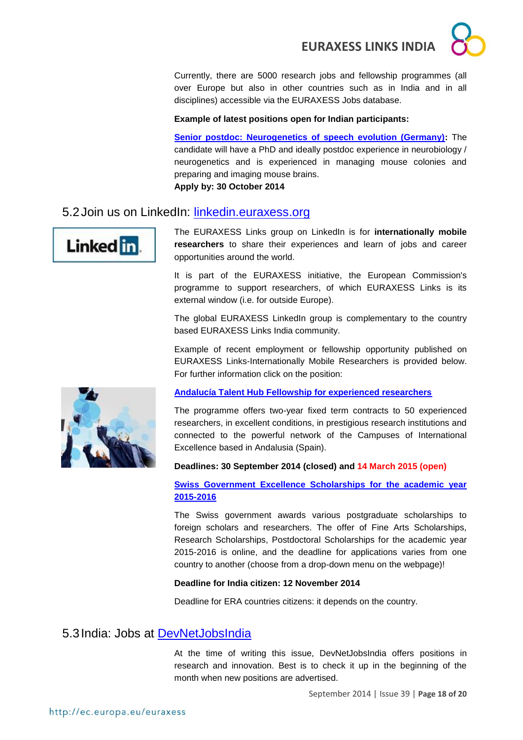Currently, there are 5000 research jobs and fellowship programmes (all over Europe but also in other countries such as in India and in all disciplines) accessible via the EURAXESS Jobs database.

**Example of latest positions open for Indian participants:**

**Senior postdoc: Neurogenetics of speech evolution (Germany):** The candidate will have a PhD and ideally postdoc experience in neurobiology / neurogenetics and is experienced in managing mouse colonies and preparing and imaging mouse brains.
**Apply by: 30 October 2014**

## 5.2 Join us on LinkedIn: linkedin.euraxess.org

The EURAXESS Links group on LinkedIn is for **internationally mobile researchers** to share their experiences and learn of jobs and career opportunities around the world.

It is part of the EURAXESS initiative, the European Commission's programme to support researchers, of which EURAXESS Links is its external window (i.e. for outside Europe).

The global EURAXESS LinkedIn group is complementary to the country based EURAXESS Links India community.

Example of recent employment or fellowship opportunity published on EURAXESS Links-Internationally Mobile Researchers is provided below. For further information click on the position:

**Andalucía Talent Hub Fellowship for experienced researchers**

The programme offers two-year fixed term contracts to 50 experienced researchers, in excellent conditions, in prestigious research institutions and connected to the powerful network of the Campuses of International Excellence based in Andalusia (Spain).

**Deadlines: 30 September 2014 (closed) and 14 March 2015 (open)**

**Swiss Government Excellence Scholarships for the academic year 2015-2016**

The Swiss government awards various postgraduate scholarships to foreign scholars and researchers. The offer of Fine Arts Scholarships, Research Scholarships, Postdoctoral Scholarships for the academic year 2015-2016 is online, and the deadline for applications varies from one country to another (choose from a drop-down menu on the webpage)!

**Deadline for India citizen: 12 November 2014**

Deadline for ERA countries citizens: it depends on the country.

## 5.3 India: Jobs at DevNetJobsIndia

At the time of writing this issue, DevNetJobsIndia offers positions in research and innovation. Best is to check it up in the beginning of the month when new positions are advertised.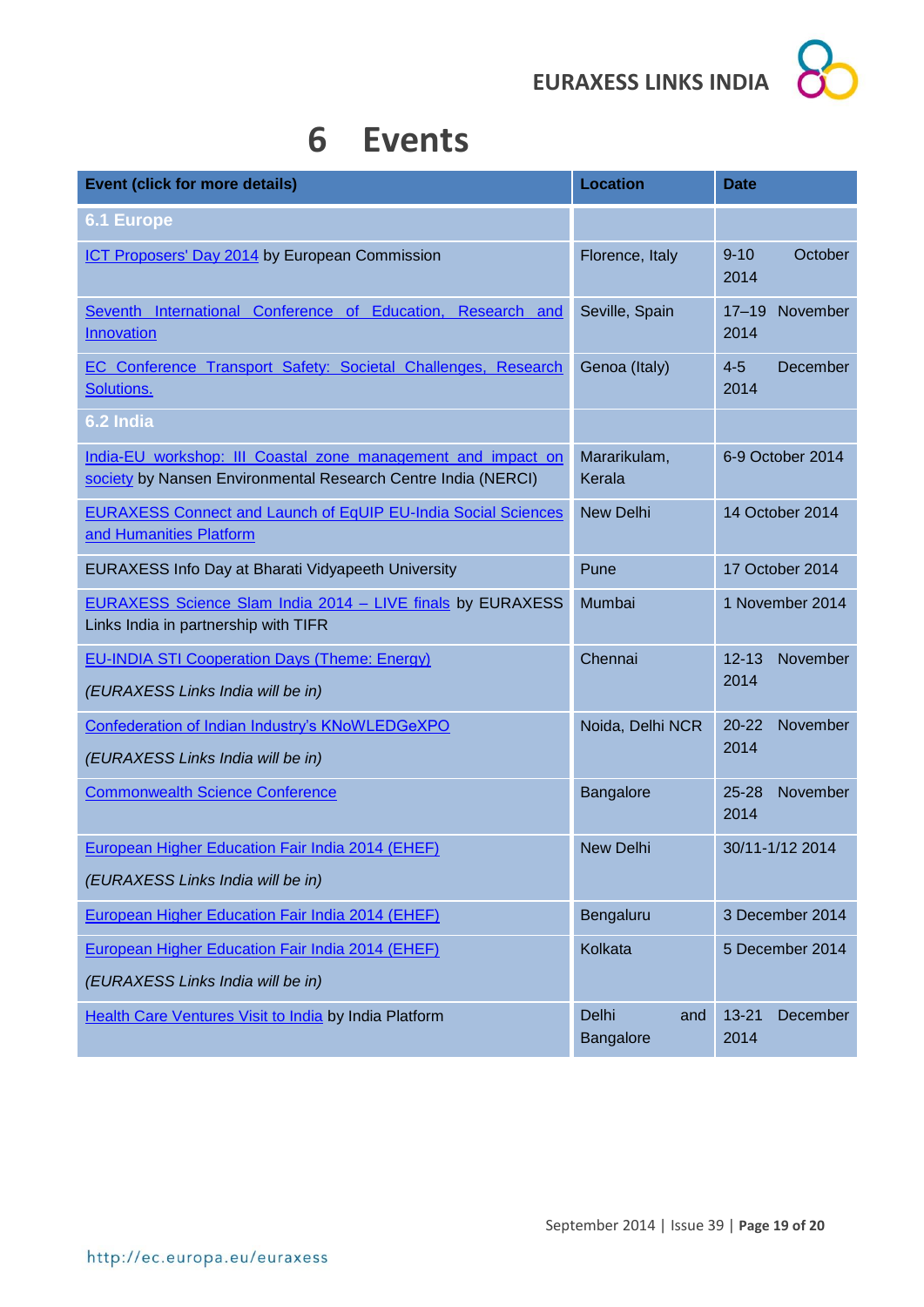# 6 Events

| Event (click for more details) | Location | Date |
|---|---|---|
| **6.1 Europe** | | |
| ICT Proposers' Day 2014 by European Commission | Florence, Italy | 9-10 October 2014 |
| Seventh International Conference of Education, Research and Innovation | Seville, Spain | 17–19 November 2014 |
| EC Conference Transport Safety: Societal Challenges, Research Solutions. | Genoa (Italy) | 4-5 December 2014 |
| **6.2 India** | | |
| India-EU workshop: III Coastal zone management and impact on society by Nansen Environmental Research Centre India (NERCI) | Mararikulam, Kerala | 6-9 October 2014 |
| EURAXESS Connect and Launch of EqUIP EU-India Social Sciences and Humanities Platform | New Delhi | 14 October 2014 |
| EURAXESS Info Day at Bharati Vidyapeeth University | Pune | 17 October 2014 |
| EURAXESS Science Slam India 2014 – LIVE finals by EURAXESS Links India in partnership with TIFR | Mumbai | 1 November 2014 |
| EU-INDIA STI Cooperation Days (Theme: Energy) *(EURAXESS Links India will be in)* | Chennai | 12-13 November 2014 |
| Confederation of Indian Industry's KNoWLEDGeXPO *(EURAXESS Links India will be in)* | Noida, Delhi NCR | 20-22 November 2014 |
| Commonwealth Science Conference | Bangalore | 25-28 November 2014 |
| European Higher Education Fair India 2014 (EHEF) *(EURAXESS Links India will be in)* | New Delhi | 30/11-1/12 2014 |
| European Higher Education Fair India 2014 (EHEF) | Bengaluru | 3 December 2014 |
| European Higher Education Fair India 2014 (EHEF) *(EURAXESS Links India will be in)* | Kolkata | 5 December 2014 |
| Health Care Ventures Visit to India by India Platform | Delhi and Bangalore | 13-21 December 2014 |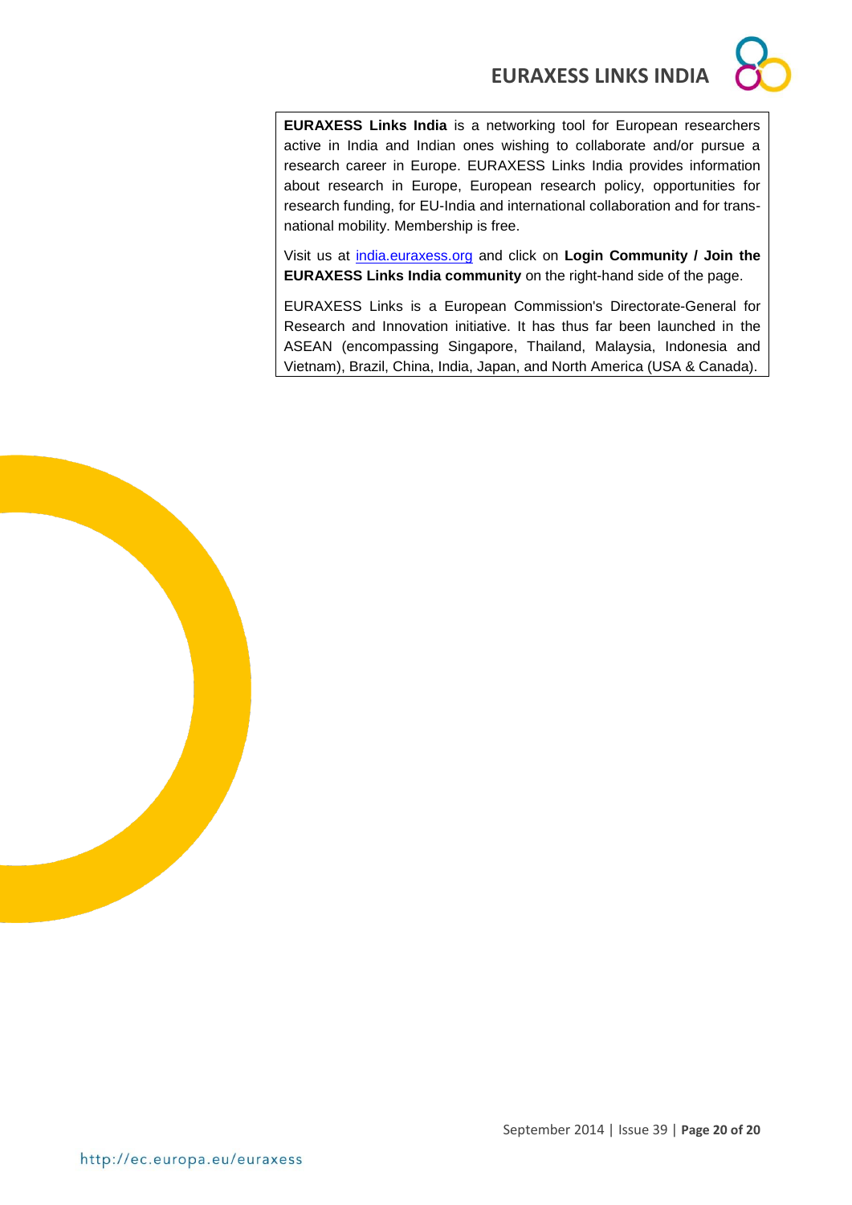**EURAXESS Links India** is a networking tool for European researchers active in India and Indian ones wishing to collaborate and/or pursue a research career in Europe. EURAXESS Links India provides information about research in Europe, European research policy, opportunities for research funding, for EU-India and international collaboration and for trans-national mobility. Membership is free.

Visit us at india.euraxess.org and click on **Login Community / Join the EURAXESS Links India community** on the right-hand side of the page.

EURAXESS Links is a European Commission's Directorate-General for Research and Innovation initiative. It has thus far been launched in the ASEAN (encompassing Singapore, Thailand, Malaysia, Indonesia and Vietnam), Brazil, China, India, Japan, and North America (USA & Canada).